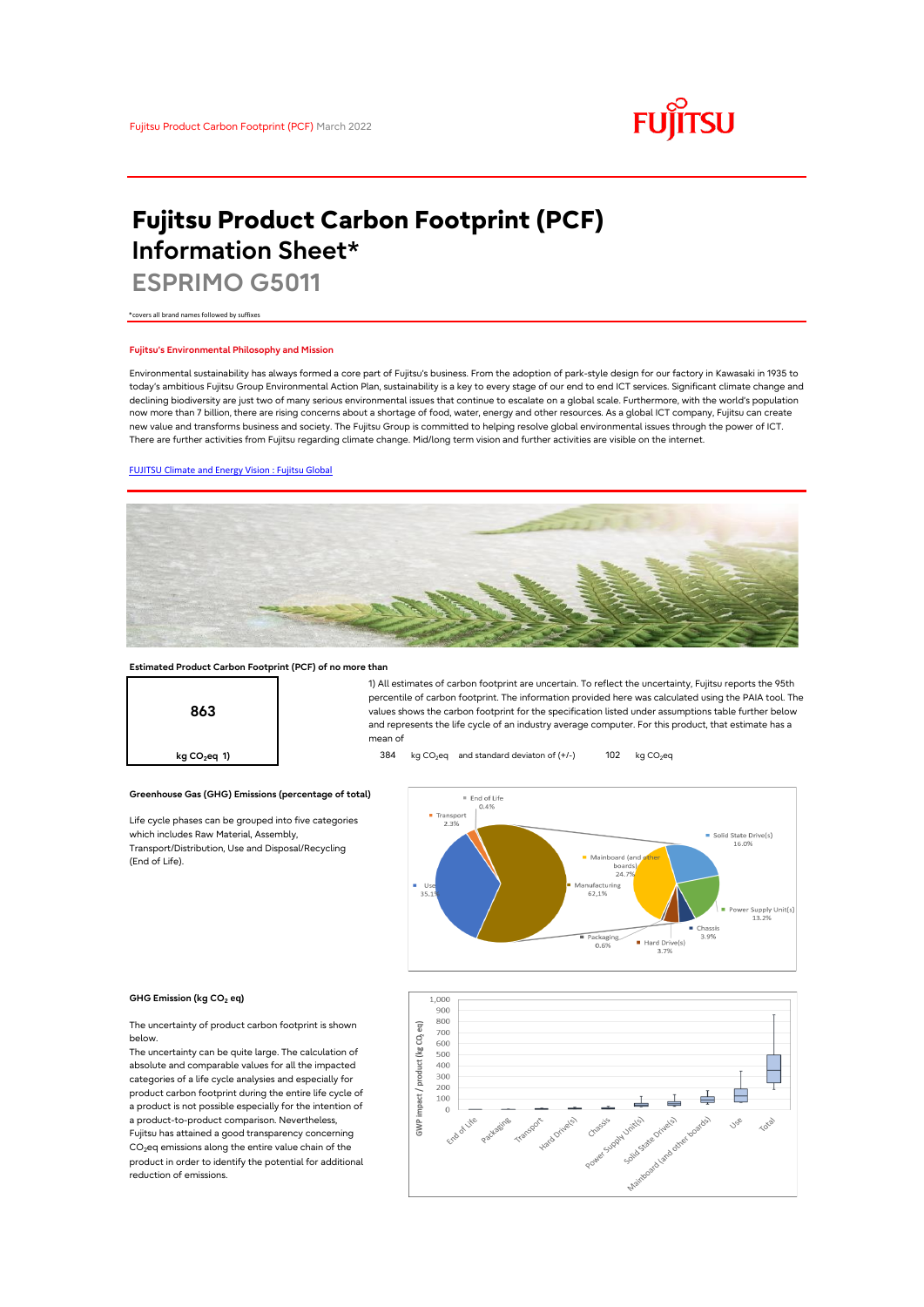Fujitsu Product Carbon Footprint (PCF) March 2022

# Fujitsu Product Carbon Footprint (PCF) Information Sheet*

## ESPRIMO G5011

*covers all brand names followed by suffixes

### Fujitsu's Environmental Philosophy and Mission

Environmental sustainability has always formed a core part of Fujitsu's business. From the adoption of park-style design for our factory in Kawasaki in 1935 to today's ambitious Fujitsu Group Environmental Action Plan, sustainability is a key to every stage of our end to end ICT services. Significant climate change and declining biodiversity are just two of many serious environmental issues that continue to escalate on a global scale. Furthermore, with the world's population now more than 7 billion, there are rising concerns about a shortage of food, water, energy and other resources. As a global ICT company, Fujitsu can create new value and transforms business and society. The Fujitsu Group is committed to helping resolve global environmental issues through the power of ICT. There are further activities from Fujitsu regarding climate change. Mid/long term vision and further activities are visible on the internet.

[FUJITSU Climate and Energy Vision : Fujitsu Global]

### Estimated Product Carbon Footprint (PCF) of no more than

**863**

kg $CO_2$eq 1)

1) All estimates of carbon footprint are uncertain. To reflect the uncertainty, Fujitsu reports the 95th percentile of carbon footprint. The information provided here was calculated using the PAIA tool. The values shows the carbon footprint for the specification listed under assumptions table further below and represents the life cycle of an industry average computer. For this product, that estimate has a mean of

384 kg $CO_2$eq and standard deviaton of (+/-) 102 kg $CO_2$eq

### Greenhouse Gas (GHG) Emissions (percentage of total)

Life cycle phases can be grouped into five categories which includes Raw Material, Assembly, Transport/Distribution, Use and Disposal/Recycling (End of Life).

End of Life 0.4%; Transport 2.3%; Use 35.1%; Manufacturing 62.1%; Solid State Drive(s) 16.0%; Mainboard (and other boards) 24.7%; Power Supply Unit(s) 13.2%; Chassis 3.9%; Hard Drive(s) 3.7%; Packaging 0.6%

### GHG Emission (kg $CO_2$ eq)

The uncertainty of product carbon footprint is shown below.

The uncertainty can be quite large. The calculation of absolute and comparable values for all the impacted categories of a life cycle analysies and especially for product carbon footprint during the entire life cycle of a product is not possible especially for the intention of a product-to-product comparison. Nevertheless, Fujitsu has attained a good transparency concerning $CO_2$eq emissions along the entire value chain of the product in order to identify the potential for additional reduction of emissions.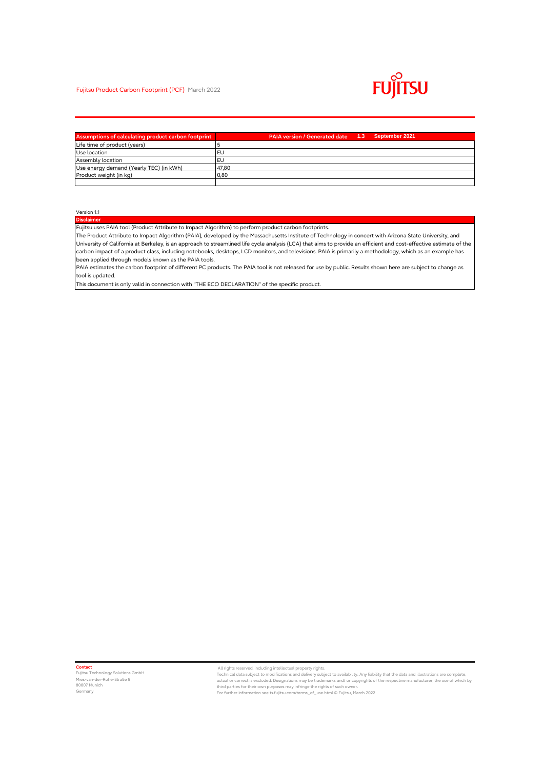Fujitsu Product Carbon Footprint (PCF) March 2022

| Assumptions of calculating product carbon footprint | PAIA version / Generated date 1.3 September 2021 |
|---|---|
| Life time of product (years) | 5 |
| Use location | EU |
| Assembly location | EU |
| Use energy demand (Yearly TEC) (in kWh) | 47,80 |
| Product weight (in kg) | 0,80 |
| | |

Version 1.1

**Disclaimer**

Fujitsu uses PAIA tool (Product Attribute to Impact Algorithm) to perform product carbon footprints.

The Product Attribute to Impact Algorithm (PAIA), developed by the Massachusetts Institute of Technology in concert with Arizona State University, and University of California at Berkeley, is an approach to streamlined life cycle analysis (LCA) that aims to provide an efficient and cost-effective estimate of the carbon impact of a product class, including notebooks, desktops, LCD monitors, and televisions. PAIA is primarily a methodology, which as an example has been applied through models known as the PAIA tools.

PAIA estimates the carbon footprint of different PC products. The PAIA tool is not released for use by public. Results shown here are subject to change as tool is updated.

This document is only valid in connection with "THE ECO DECLARATION" of the specific product.

**Contact**
Fujitsu Technology Solutions GmbH
Mies-van-der-Rohe-Straße 8
80807 Munich
Germany

All rights reserved, including intellectual property rights.
Technical data subject to modifications and delivery subject to availability. Any liability that the data and illustrations are complete, actual or correct is excluded. Designations may be trademarks and/ or copyrights of the respective manufacturer, the use of which by third parties for their own purposes may infringe the rights of such owner.
For further information see ts.fujitsu.com/terms_of_use.html © Fujitsu, March 2022